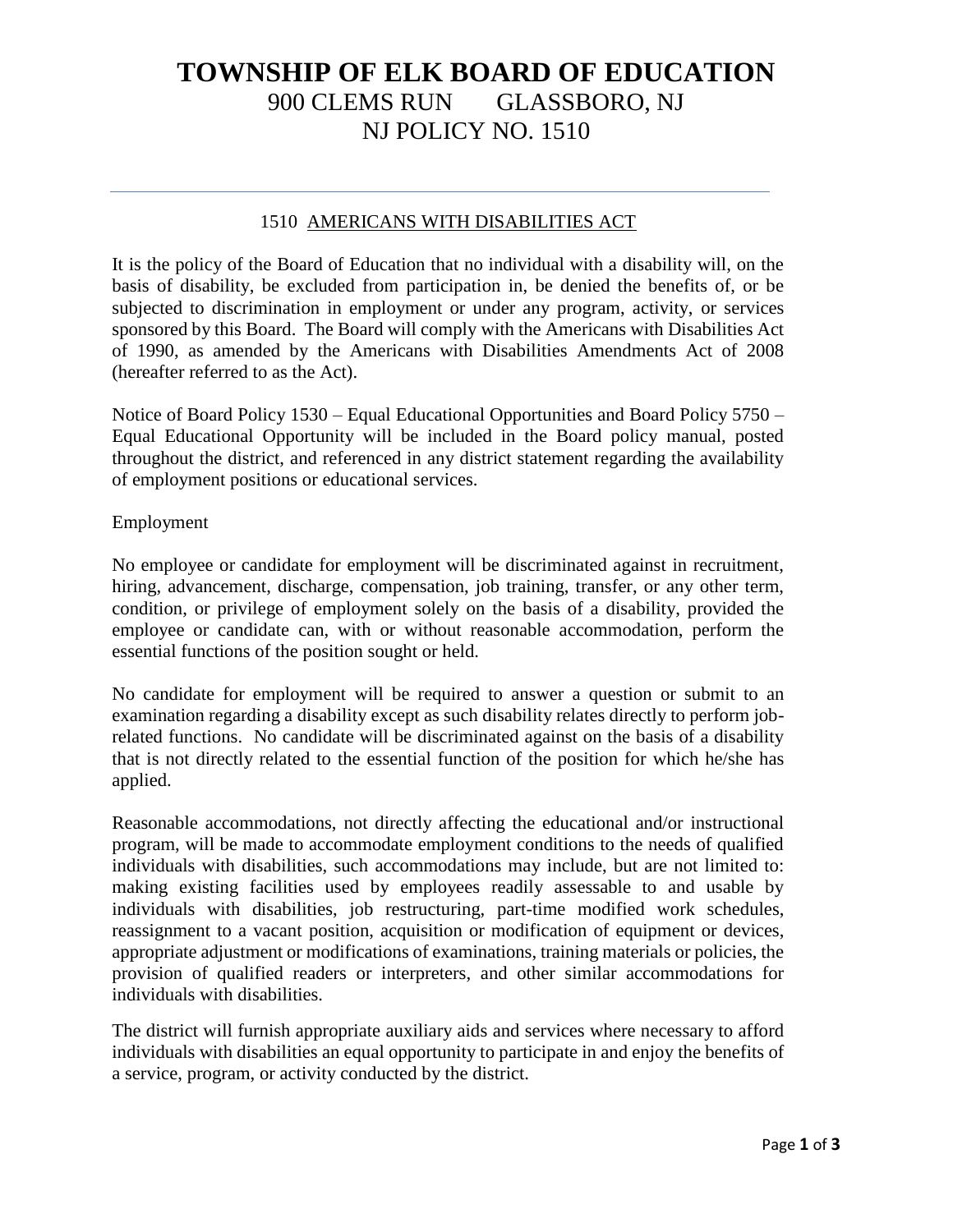# TOWNSHIP OF ELK BOARD OF EDUCATION

900 CLEMS RUN GLASSBORO, NJ

NJ POLICY NO. 1510

---

## 1510 AMERICANS WITH DISABILITIES ACT

It is the policy of the Board of Education that no individual with a disability will, on the basis of disability, be excluded from participation in, be denied the benefits of, or be subjected to discrimination in employment or under any program, activity, or services sponsored by this Board. The Board will comply with the Americans with Disabilities Act of 1990, as amended by the Americans with Disabilities Amendments Act of 2008 (hereafter referred to as the Act).

Notice of Board Policy 1530 – Equal Educational Opportunities and Board Policy 5750 – Equal Educational Opportunity will be included in the Board policy manual, posted throughout the district, and referenced in any district statement regarding the availability of employment positions or educational services.

Employment

No employee or candidate for employment will be discriminated against in recruitment, hiring, advancement, discharge, compensation, job training, transfer, or any other term, condition, or privilege of employment solely on the basis of a disability, provided the employee or candidate can, with or without reasonable accommodation, perform the essential functions of the position sought or held.

No candidate for employment will be required to answer a question or submit to an examination regarding a disability except as such disability relates directly to perform job-related functions. No candidate will be discriminated against on the basis of a disability that is not directly related to the essential function of the position for which he/she has applied.

Reasonable accommodations, not directly affecting the educational and/or instructional program, will be made to accommodate employment conditions to the needs of qualified individuals with disabilities, such accommodations may include, but are not limited to: making existing facilities used by employees readily assessable to and usable by individuals with disabilities, job restructuring, part-time modified work schedules, reassignment to a vacant position, acquisition or modification of equipment or devices, appropriate adjustment or modifications of examinations, training materials or policies, the provision of qualified readers or interpreters, and other similar accommodations for individuals with disabilities.

The district will furnish appropriate auxiliary aids and services where necessary to afford individuals with disabilities an equal opportunity to participate in and enjoy the benefits of a service, program, or activity conducted by the district.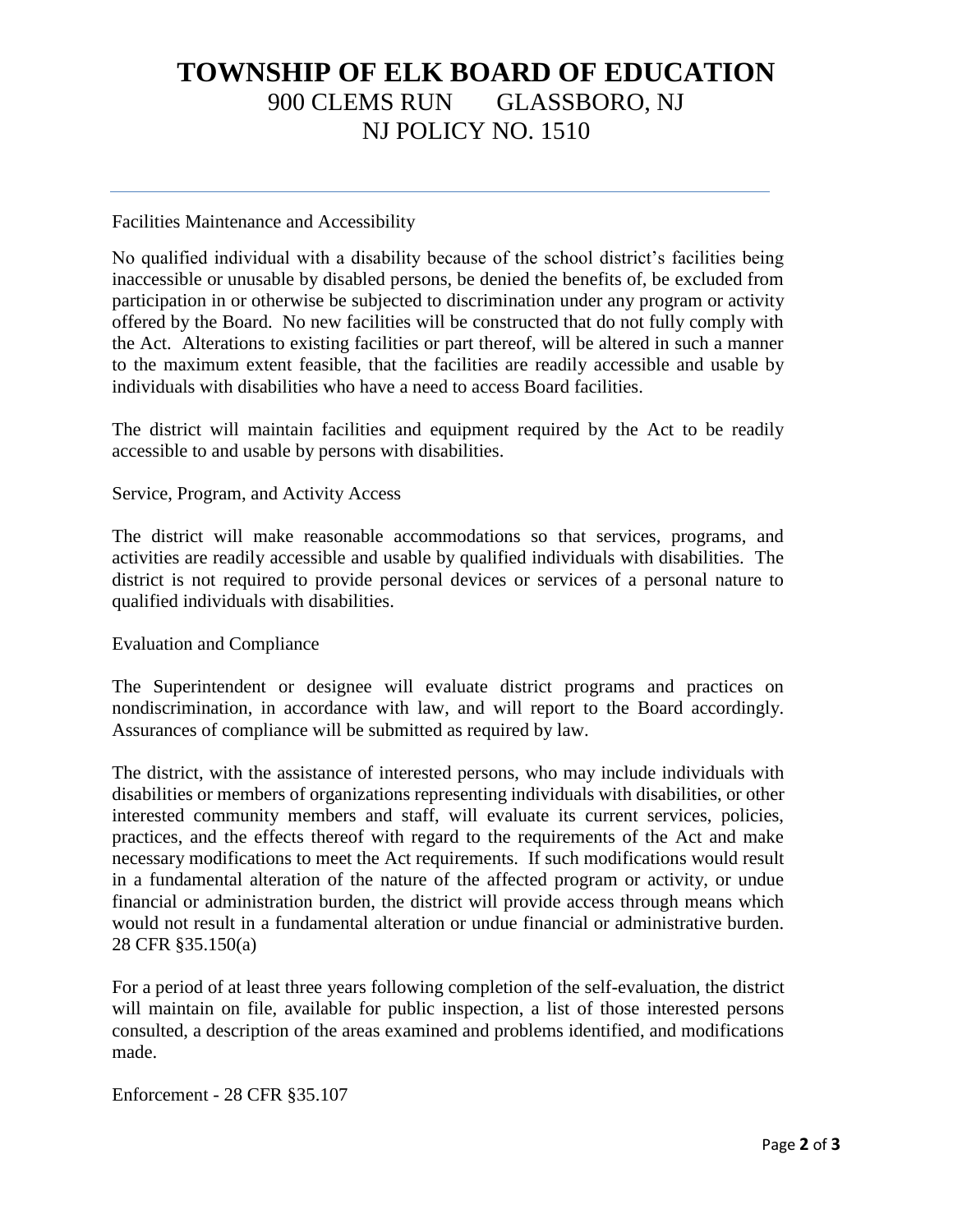# TOWNSHIP OF ELK BOARD OF EDUCATION

900 CLEMS RUN GLASSBORO, NJ

NJ POLICY NO. 1510

---

Facilities Maintenance and Accessibility

No qualified individual with a disability because of the school district's facilities being inaccessible or unusable by disabled persons, be denied the benefits of, be excluded from participation in or otherwise be subjected to discrimination under any program or activity offered by the Board. No new facilities will be constructed that do not fully comply with the Act. Alterations to existing facilities or part thereof, will be altered in such a manner to the maximum extent feasible, that the facilities are readily accessible and usable by individuals with disabilities who have a need to access Board facilities.

The district will maintain facilities and equipment required by the Act to be readily accessible to and usable by persons with disabilities.

Service, Program, and Activity Access

The district will make reasonable accommodations so that services, programs, and activities are readily accessible and usable by qualified individuals with disabilities. The district is not required to provide personal devices or services of a personal nature to qualified individuals with disabilities.

Evaluation and Compliance

The Superintendent or designee will evaluate district programs and practices on nondiscrimination, in accordance with law, and will report to the Board accordingly. Assurances of compliance will be submitted as required by law.

The district, with the assistance of interested persons, who may include individuals with disabilities or members of organizations representing individuals with disabilities, or other interested community members and staff, will evaluate its current services, policies, practices, and the effects thereof with regard to the requirements of the Act and make necessary modifications to meet the Act requirements. If such modifications would result in a fundamental alteration of the nature of the affected program or activity, or undue financial or administration burden, the district will provide access through means which would not result in a fundamental alteration or undue financial or administrative burden. 28 CFR §35.150(a)

For a period of at least three years following completion of the self-evaluation, the district will maintain on file, available for public inspection, a list of those interested persons consulted, a description of the areas examined and problems identified, and modifications made.

Enforcement - 28 CFR §35.107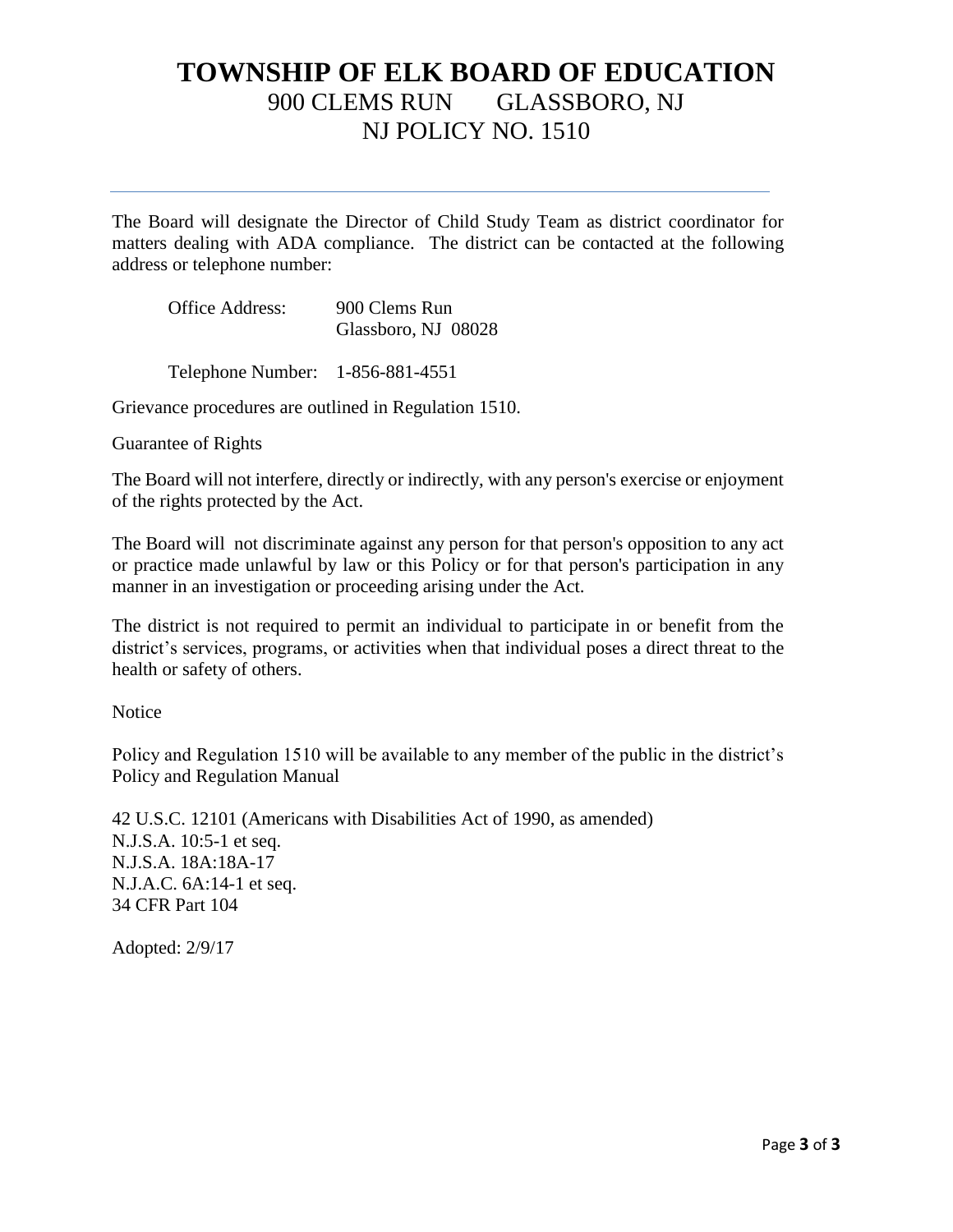The Board will designate the Director of Child Study Team as district coordinator for matters dealing with ADA compliance. The district can be contacted at the following address or telephone number:

Office Address: 900 Clems Run
Glassboro, NJ 08028

Telephone Number: 1-856-881-4551

Grievance procedures are outlined in Regulation 1510.

Guarantee of Rights

The Board will not interfere, directly or indirectly, with any person's exercise or enjoyment of the rights protected by the Act.

The Board will not discriminate against any person for that person's opposition to any act or practice made unlawful by law or this Policy or for that person's participation in any manner in an investigation or proceeding arising under the Act.

The district is not required to permit an individual to participate in or benefit from the district's services, programs, or activities when that individual poses a direct threat to the health or safety of others.

Notice

Policy and Regulation 1510 will be available to any member of the public in the district's Policy and Regulation Manual

42 U.S.C. 12101 (Americans with Disabilities Act of 1990, as amended)
N.J.S.A. 10:5-1 et seq.
N.J.S.A. 18A:18A-17
N.J.A.C. 6A:14-1 et seq.
34 CFR Part 104

Adopted: 2/9/17